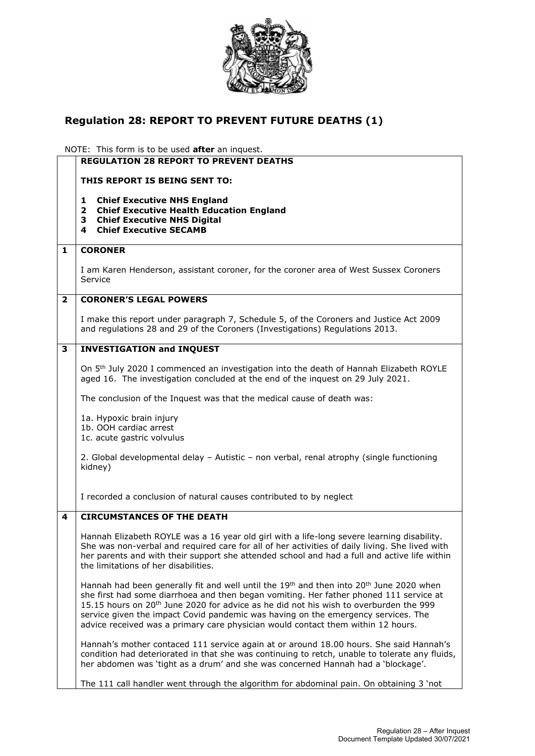## Regulation 28: REPORT TO PREVENT FUTURE DEATHS (1)

NOTE: This form is to be used **after** an inquest.

**REGULATION 28 REPORT TO PREVENT DEATHS**

**THIS REPORT IS BEING SENT TO:**

1. **Chief Executive NHS England**
2. **Chief Executive Health Education England**
3. **Chief Executive NHS Digital**
4. **Chief Executive SECAMB**

**1 CORONER**

I am Karen Henderson, assistant coroner, for the coroner area of West Sussex Coroners Service

**2 CORONER'S LEGAL POWERS**

I make this report under paragraph 7, Schedule 5, of the Coroners and Justice Act 2009 and regulations 28 and 29 of the Coroners (Investigations) Regulations 2013.

**3 INVESTIGATION and INQUEST**

On 5th July 2020 I commenced an investigation into the death of Hannah Elizabeth ROYLE aged 16. The investigation concluded at the end of the inquest on 29 July 2021.

The conclusion of the Inquest was that the medical cause of death was:

1a. Hypoxic brain injury
1b. OOH cardiac arrest
1c. acute gastric volvulus

2. Global developmental delay – Autistic – non verbal, renal atrophy (single functioning kidney)

I recorded a conclusion of natural causes contributed to by neglect

**4 CIRCUMSTANCES OF THE DEATH**

Hannah Elizabeth ROYLE was a 16 year old girl with a life-long severe learning disability. She was non-verbal and required care for all of her activities of daily living. She lived with her parents and with their support she attended school and had a full and active life within the limitations of her disabilities.

Hannah had been generally fit and well until the 19th and then into 20th June 2020 when she first had some diarrhoea and then began vomiting. Her father phoned 111 service at 15.15 hours on 20th June 2020 for advice as he did not his wish to overburden the 999 service given the impact Covid pandemic was having on the emergency services. The advice received was a primary care physician would contact them within 12 hours.

Hannah's mother contaced 111 service again at or around 18.00 hours. She said Hannah's condition had deteriorated in that she was continuing to retch, unable to tolerate any fluids, her abdomen was 'tight as a drum' and she was concerned Hannah had a 'blockage'.

The 111 call handler went through the algorithm for abdominal pain. On obtaining 3 'not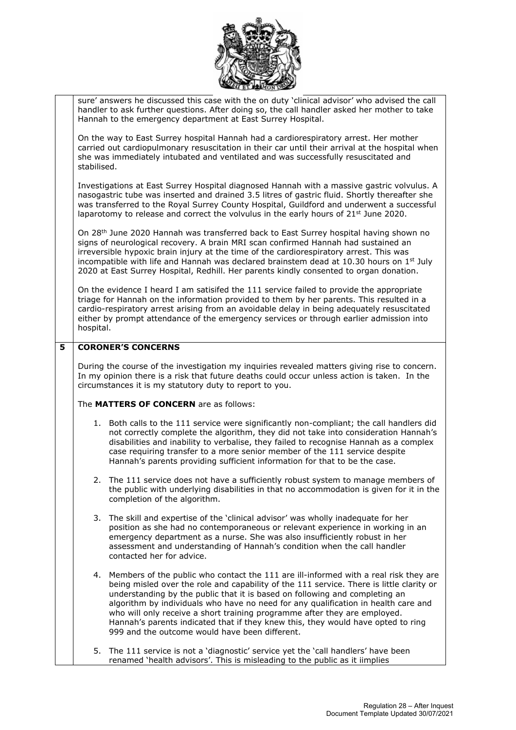sure' answers he discussed this case with the on duty 'clinical advisor' who advised the call handler to ask further questions. After doing so, the call handler asked her mother to take Hannah to the emergency department at East Surrey Hospital.

On the way to East Surrey hospital Hannah had a cardiorespiratory arrest. Her mother carried out cardiopulmonary resuscitation in their car until their arrival at the hospital when she was immediately intubated and ventilated and was successfully resuscitated and stabilised.

Investigations at East Surrey Hospital diagnosed Hannah with a massive gastric volvulus. A nasogastric tube was inserted and drained 3.5 litres of gastric fluid. Shortly thereafter she was transferred to the Royal Surrey County Hospital, Guildford and underwent a successful laparotomy to release and correct the volvulus in the early hours of 21st June 2020.

On 28th June 2020 Hannah was transferred back to East Surrey hospital having shown no signs of neurological recovery. A brain MRI scan confirmed Hannah had sustained an irreversible hypoxic brain injury at the time of the cardiorespiratory arrest. This was incompatible with life and Hannah was declared brainstem dead at 10.30 hours on 1st July 2020 at East Surrey Hospital, Redhill. Her parents kindly consented to organ donation.

On the evidence I heard I am satisifed the 111 service failed to provide the appropriate triage for Hannah on the information provided to them by her parents. This resulted in a cardio-respiratory arrest arising from an avoidable delay in being adequately resuscitated either by prompt attendance of the emergency services or through earlier admission into hospital.

## 5 CORONER'S CONCERNS

During the course of the investigation my inquiries revealed matters giving rise to concern. In my opinion there is a risk that future deaths could occur unless action is taken. In the circumstances it is my statutory duty to report to you.

The **MATTERS OF CONCERN** are as follows:

1. Both calls to the 111 service were significantly non-compliant; the call handlers did not correctly complete the algorithm, they did not take into consideration Hannah's disabilities and inability to verbalise, they failed to recognise Hannah as a complex case requiring transfer to a more senior member of the 111 service despite Hannah's parents providing sufficient information for that to be the case.

2. The 111 service does not have a sufficiently robust system to manage members of the public with underlying disabilities in that no accommodation is given for it in the completion of the algorithm.

3. The skill and expertise of the 'clinical advisor' was wholly inadequate for her position as she had no contemporaneous or relevant experience in working in an emergency department as a nurse. She was also insufficiently robust in her assessment and understanding of Hannah's condition when the call handler contacted her for advice.

4. Members of the public who contact the 111 are ill-informed with a real risk they are being misled over the role and capability of the 111 service. There is little clarity or understanding by the public that it is based on following and completing an algorithm by individuals who have no need for any qualification in health care and who will only receive a short training programme after they are employed. Hannah's parents indicated that if they knew this, they would have opted to ring 999 and the outcome would have been different.

5. The 111 service is not a 'diagnostic' service yet the 'call handlers' have been renamed 'health advisors'. This is misleading to the public as it iimplies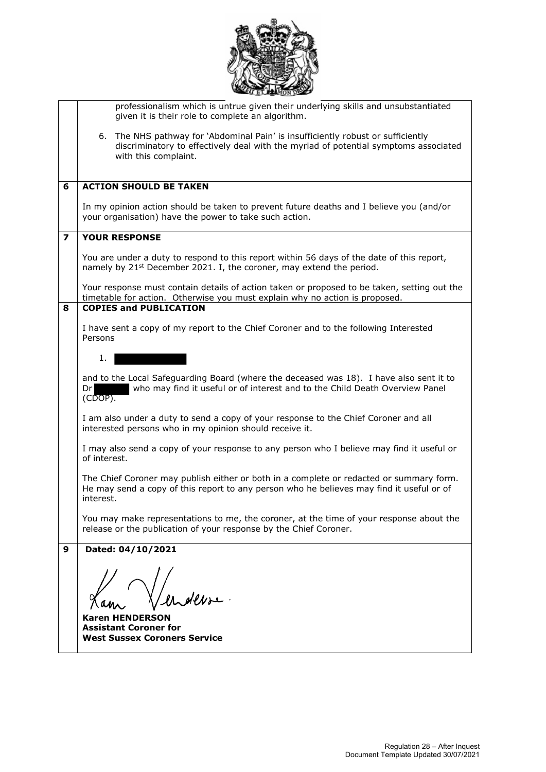professionalism which is untrue given their underlying skills and unsubstantiated given it is their role to complete an algorithm.

6. The NHS pathway for 'Abdominal Pain' is insufficiently robust or sufficiently discriminatory to effectively deal with the myriad of potential symptoms associated with this complaint.

| | |
|---|---|
| **6** | **ACTION SHOULD BE TAKEN**<br><br>In my opinion action should be taken to prevent future deaths and I believe you (and/or your organisation) have the power to take such action. |
| **7** | **YOUR RESPONSE**<br><br>You are under a duty to respond to this report within 56 days of the date of this report, namely by 21st December 2021. I, the coroner, may extend the period.<br><br>Your response must contain details of action taken or proposed to be taken, setting out the timetable for action. Otherwise you must explain why no action is proposed. |
| **8** | **COPIES and PUBLICATION**<br><br>I have sent a copy of my report to the Chief Coroner and to the following Interested Persons<br><br>1. [REDACTED]<br><br>and to the Local Safeguarding Board (where the deceased was 18). I have also sent it to Dr [REDACTED] who may find it useful or of interest and to the Child Death Overview Panel (CDOP).<br><br>I am also under a duty to send a copy of your response to the Chief Coroner and all interested persons who in my opinion should receive it.<br><br>I may also send a copy of your response to any person who I believe may find it useful or of interest.<br><br>The Chief Coroner may publish either or both in a complete or redacted or summary form. He may send a copy of this report to any person who he believes may find it useful or of interest.<br><br>You may make representations to me, the coroner, at the time of your response about the release or the publication of your response by the Chief Coroner. |
| **9** | **Dated: 04/10/2021**<br><br>[Signature]<br><br>**Karen HENDERSON**<br>**Assistant Coroner for**<br>**West Sussex Coroners Service** |

Regulation 28 – After Inquest
Document Template Updated 30/07/2021